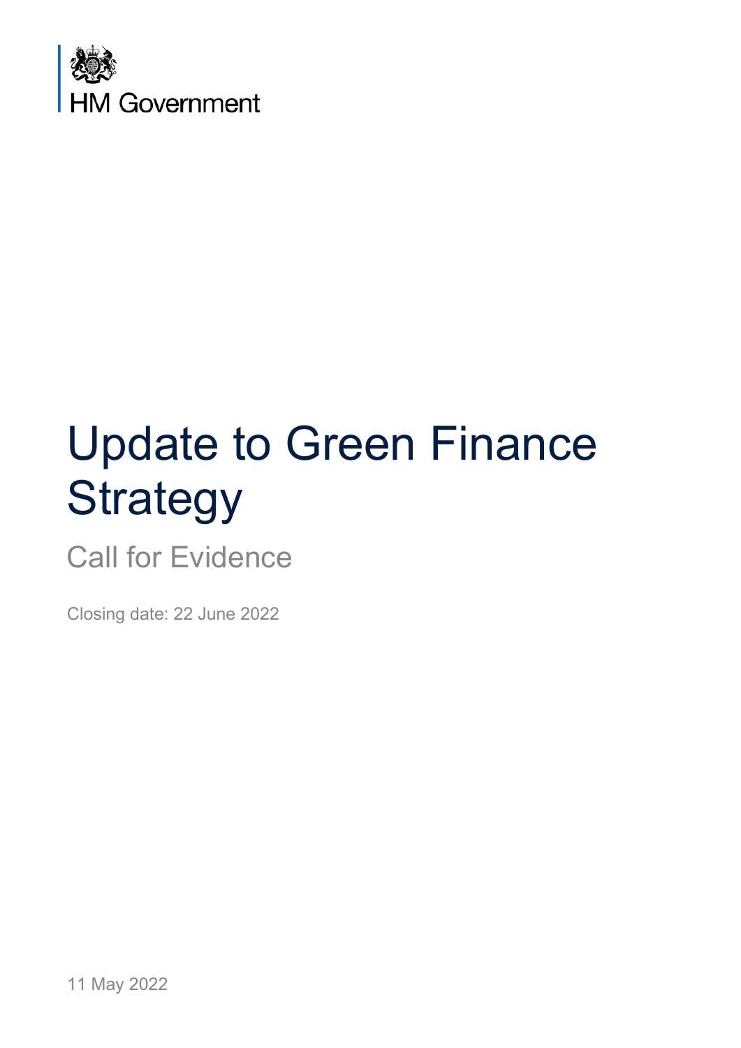HM Government

# Update to Green Finance Strategy

## Call for Evidence

Closing date: 22 June 2022

11 May 2022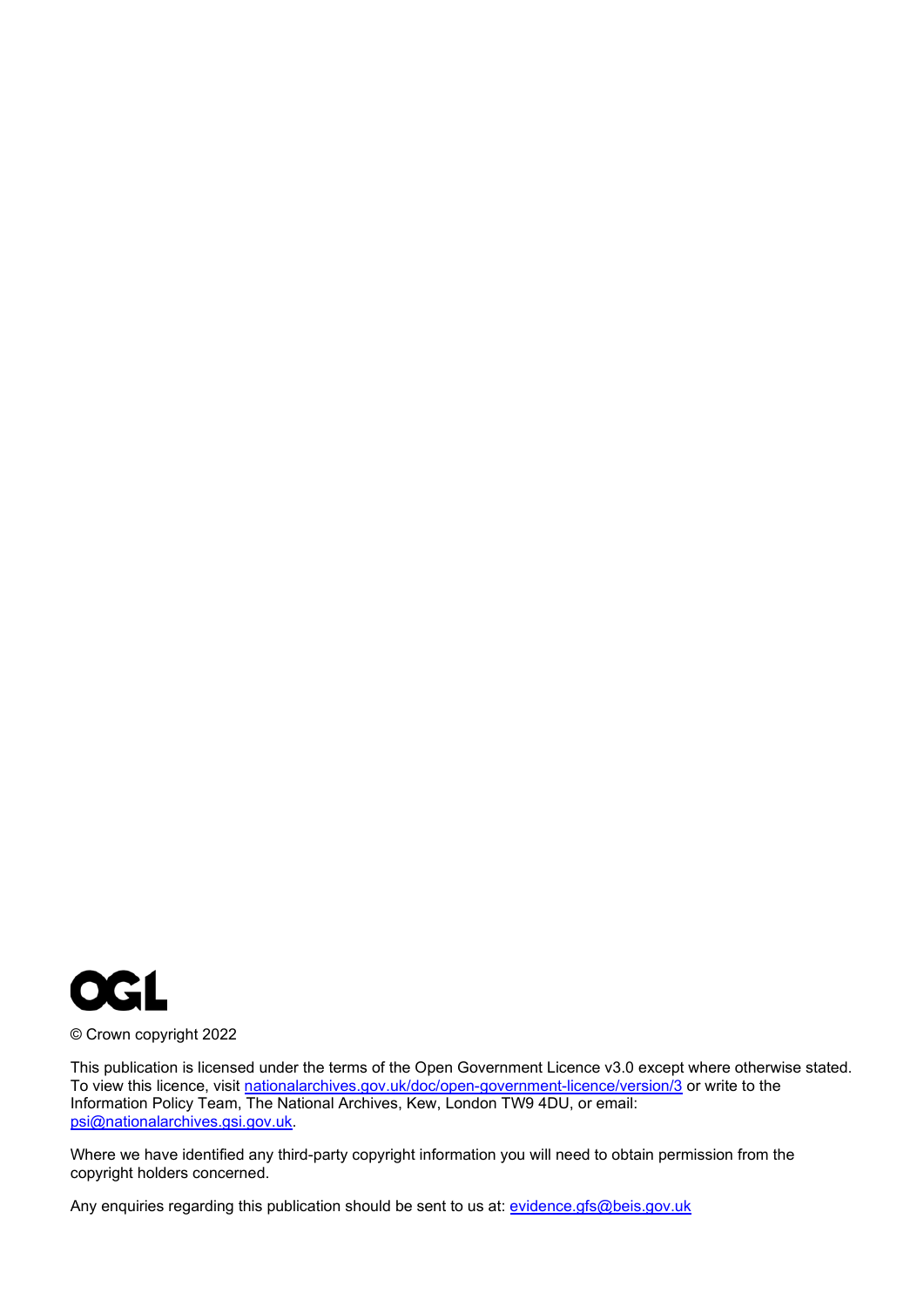OGL

© Crown copyright 2022

This publication is licensed under the terms of the Open Government Licence v3.0 except where otherwise stated. To view this licence, visit nationalarchives.gov.uk/doc/open-government-licence/version/3 or write to the Information Policy Team, The National Archives, Kew, London TW9 4DU, or email: psi@nationalarchives.gsi.gov.uk.

Where we have identified any third-party copyright information you will need to obtain permission from the copyright holders concerned.

Any enquiries regarding this publication should be sent to us at: evidence.gfs@beis.gov.uk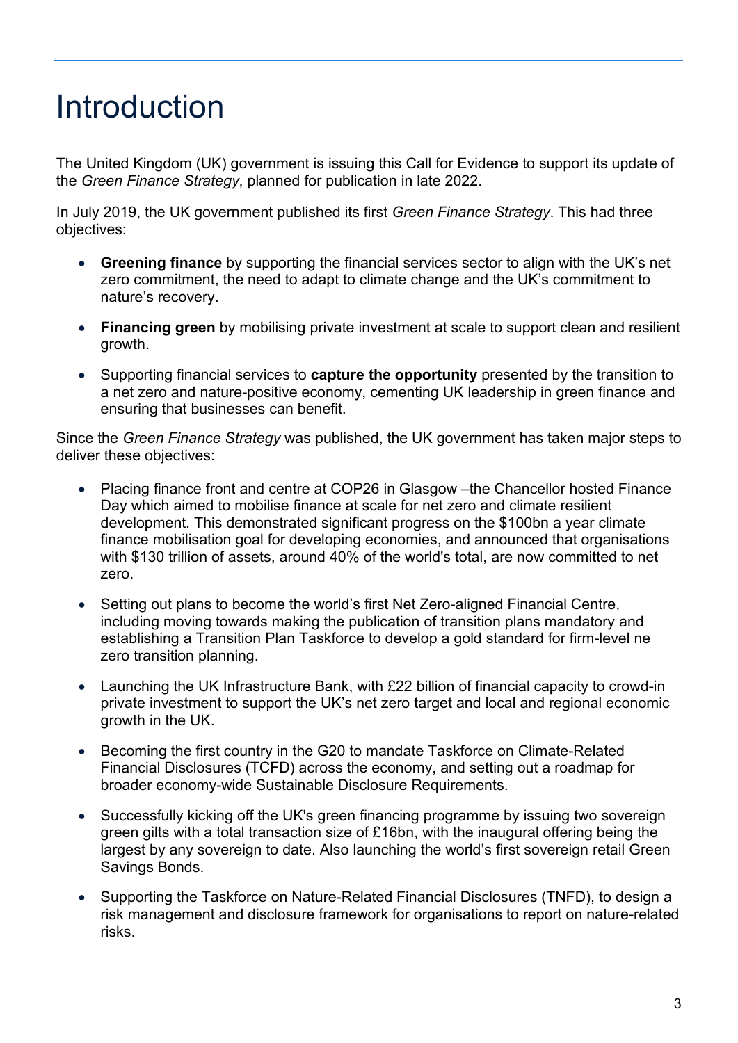# Introduction

The United Kingdom (UK) government is issuing this Call for Evidence to support its update of the *Green Finance Strategy*, planned for publication in late 2022.

In July 2019, the UK government published its first *Green Finance Strategy*. This had three objectives:

- **Greening finance** by supporting the financial services sector to align with the UK's net zero commitment, the need to adapt to climate change and the UK's commitment to nature's recovery.
- **Financing green** by mobilising private investment at scale to support clean and resilient growth.
- Supporting financial services to **capture the opportunity** presented by the transition to a net zero and nature-positive economy, cementing UK leadership in green finance and ensuring that businesses can benefit.

Since the *Green Finance Strategy* was published, the UK government has taken major steps to deliver these objectives:

- Placing finance front and centre at COP26 in Glasgow –the Chancellor hosted Finance Day which aimed to mobilise finance at scale for net zero and climate resilient development. This demonstrated significant progress on the $100bn a year climate finance mobilisation goal for developing economies, and announced that organisations with $130 trillion of assets, around 40% of the world's total, are now committed to net zero.
- Setting out plans to become the world's first Net Zero-aligned Financial Centre, including moving towards making the publication of transition plans mandatory and establishing a Transition Plan Taskforce to develop a gold standard for firm-level ne zero transition planning.
- Launching the UK Infrastructure Bank, with £22 billion of financial capacity to crowd-in private investment to support the UK's net zero target and local and regional economic growth in the UK.
- Becoming the first country in the G20 to mandate Taskforce on Climate-Related Financial Disclosures (TCFD) across the economy, and setting out a roadmap for broader economy-wide Sustainable Disclosure Requirements.
- Successfully kicking off the UK's green financing programme by issuing two sovereign green gilts with a total transaction size of £16bn, with the inaugural offering being the largest by any sovereign to date. Also launching the world's first sovereign retail Green Savings Bonds.
- Supporting the Taskforce on Nature-Related Financial Disclosures (TNFD), to design a risk management and disclosure framework for organisations to report on nature-related risks.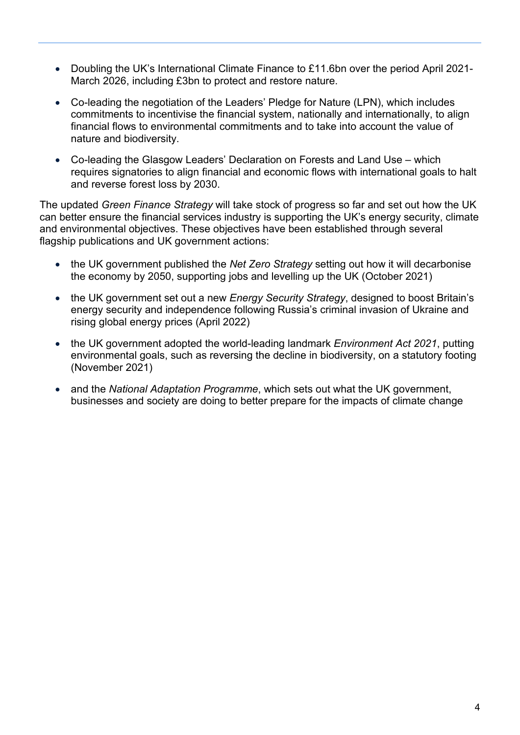- Doubling the UK's International Climate Finance to £11.6bn over the period April 2021-March 2026, including £3bn to protect and restore nature.
- Co-leading the negotiation of the Leaders' Pledge for Nature (LPN), which includes commitments to incentivise the financial system, nationally and internationally, to align financial flows to environmental commitments and to take into account the value of nature and biodiversity.
- Co-leading the Glasgow Leaders' Declaration on Forests and Land Use – which requires signatories to align financial and economic flows with international goals to halt and reverse forest loss by 2030.

The updated *Green Finance Strategy* will take stock of progress so far and set out how the UK can better ensure the financial services industry is supporting the UK's energy security, climate and environmental objectives. These objectives have been established through several flagship publications and UK government actions:

- the UK government published the *Net Zero Strategy* setting out how it will decarbonise the economy by 2050, supporting jobs and levelling up the UK (October 2021)
- the UK government set out a new *Energy Security Strategy*, designed to boost Britain's energy security and independence following Russia's criminal invasion of Ukraine and rising global energy prices (April 2022)
- the UK government adopted the world-leading landmark *Environment Act 2021*, putting environmental goals, such as reversing the decline in biodiversity, on a statutory footing (November 2021)
- and the *National Adaptation Programme*, which sets out what the UK government, businesses and society are doing to better prepare for the impacts of climate change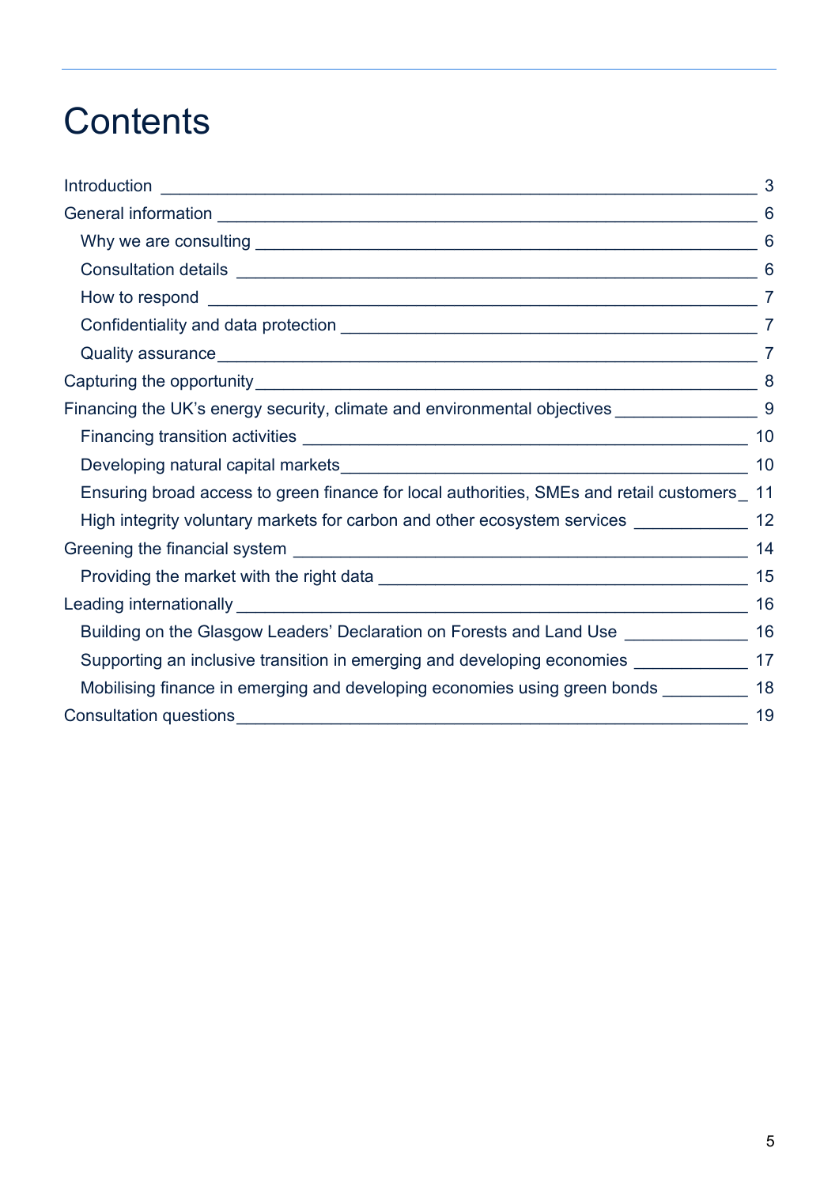# Contents

- Introduction 3
- General information 6
  - Why we are consulting 6
  - Consultation details 6
  - How to respond 7
  - Confidentiality and data protection 7
  - Quality assurance 7
- Capturing the opportunity 8
- Financing the UK's energy security, climate and environmental objectives 9
  - Financing transition activities 10
  - Developing natural capital markets 10
  - Ensuring broad access to green finance for local authorities, SMEs and retail customers 11
  - High integrity voluntary markets for carbon and other ecosystem services 12
- Greening the financial system 14
  - Providing the market with the right data 15
- Leading internationally 16
  - Building on the Glasgow Leaders' Declaration on Forests and Land Use 16
  - Supporting an inclusive transition in emerging and developing economies 17
  - Mobilising finance in emerging and developing economies using green bonds 18
- Consultation questions 19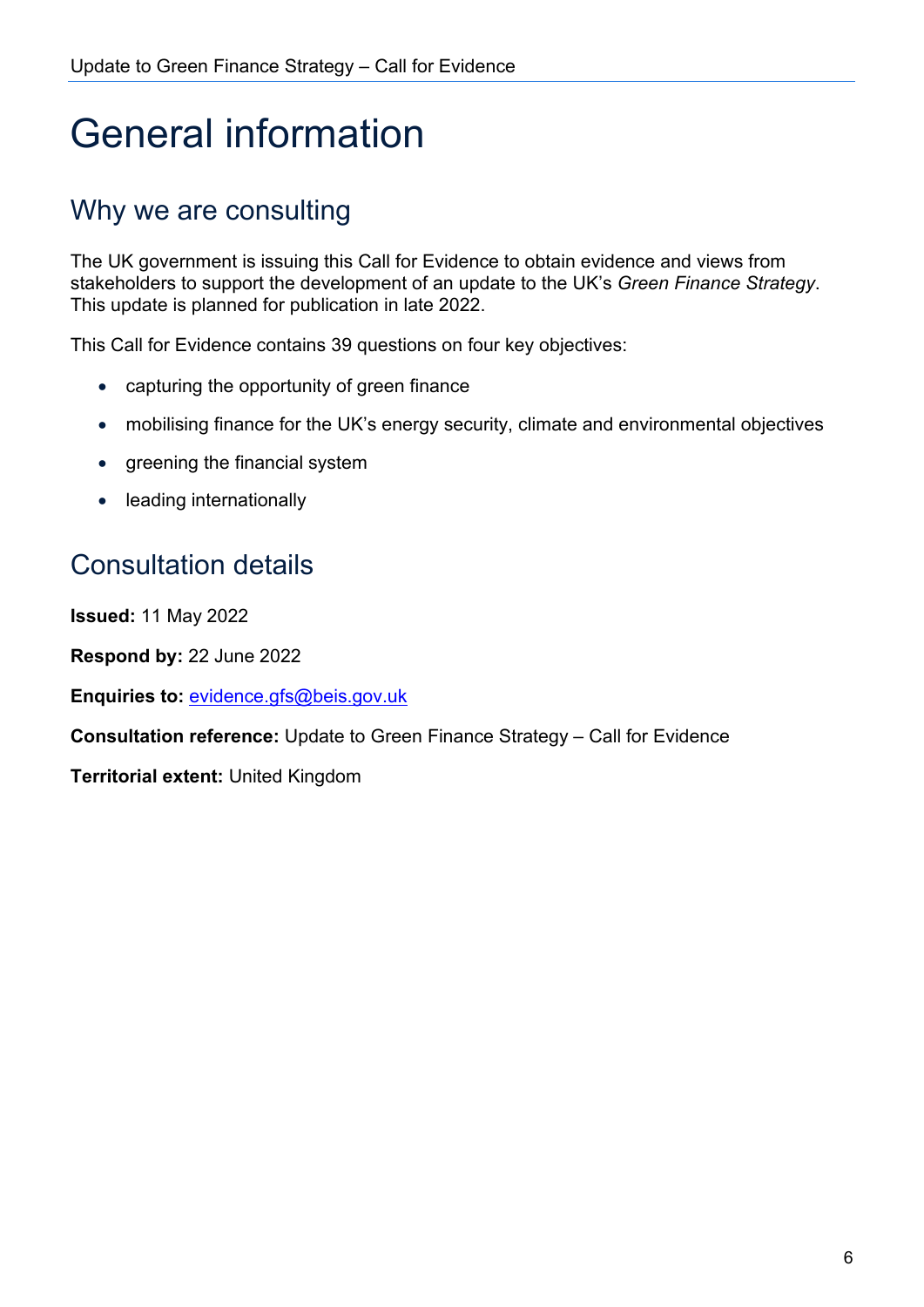# General information

## Why we are consulting

The UK government is issuing this Call for Evidence to obtain evidence and views from stakeholders to support the development of an update to the UK's *Green Finance Strategy*. This update is planned for publication in late 2022.

This Call for Evidence contains 39 questions on four key objectives:

- capturing the opportunity of green finance
- mobilising finance for the UK's energy security, climate and environmental objectives
- greening the financial system
- leading internationally

## Consultation details

**Issued:** 11 May 2022

**Respond by:** 22 June 2022

**Enquiries to:** evidence.gfs@beis.gov.uk

**Consultation reference:** Update to Green Finance Strategy – Call for Evidence

**Territorial extent:** United Kingdom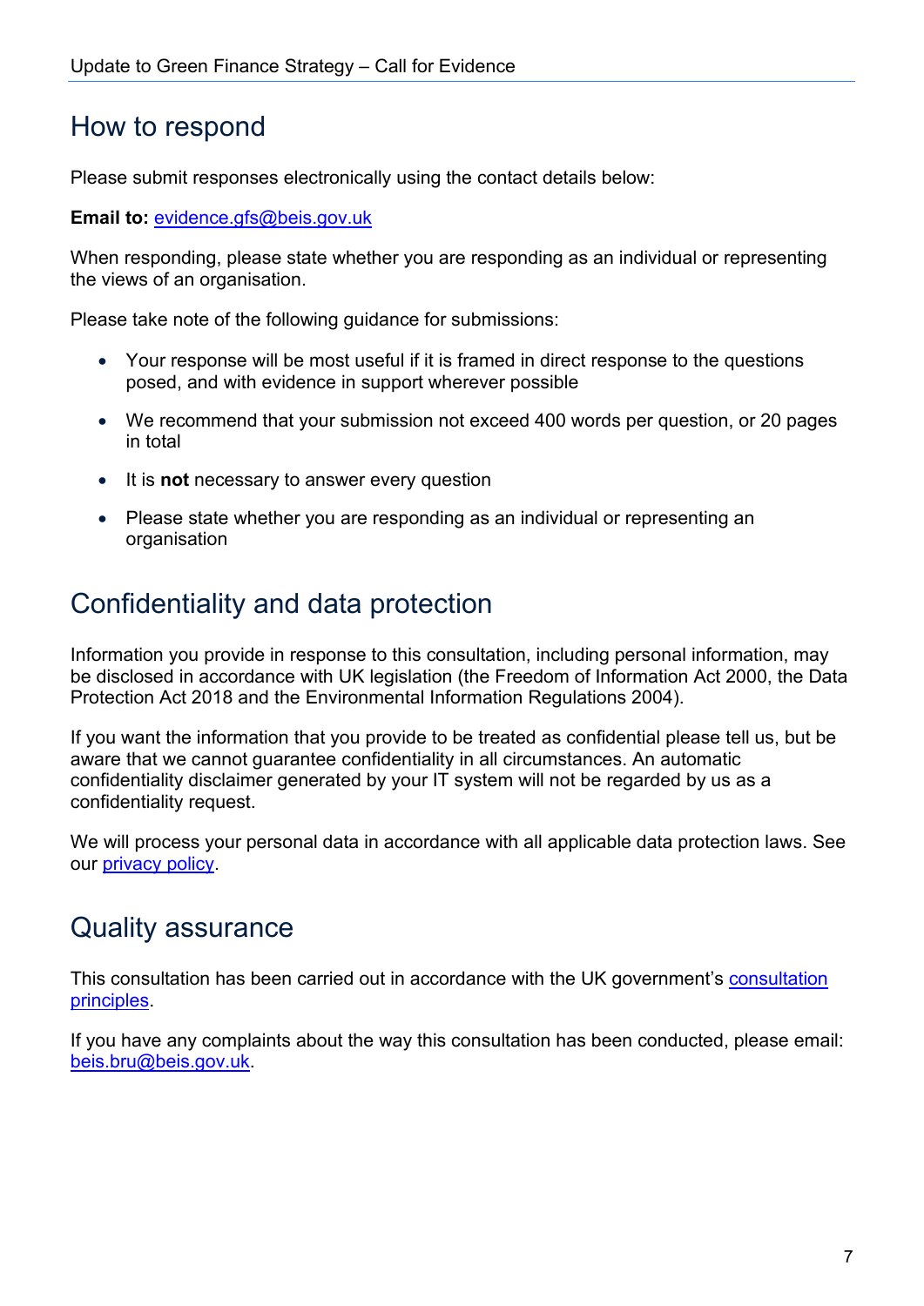## How to respond

Please submit responses electronically using the contact details below:

**Email to:** evidence.gfs@beis.gov.uk

When responding, please state whether you are responding as an individual or representing the views of an organisation.

Please take note of the following guidance for submissions:

- Your response will be most useful if it is framed in direct response to the questions posed, and with evidence in support wherever possible
- We recommend that your submission not exceed 400 words per question, or 20 pages in total
- It is **not** necessary to answer every question
- Please state whether you are responding as an individual or representing an organisation

## Confidentiality and data protection

Information you provide in response to this consultation, including personal information, may be disclosed in accordance with UK legislation (the Freedom of Information Act 2000, the Data Protection Act 2018 and the Environmental Information Regulations 2004).

If you want the information that you provide to be treated as confidential please tell us, but be aware that we cannot guarantee confidentiality in all circumstances. An automatic confidentiality disclaimer generated by your IT system will not be regarded by us as a confidentiality request.

We will process your personal data in accordance with all applicable data protection laws. See our privacy policy.

## Quality assurance

This consultation has been carried out in accordance with the UK government's consultation principles.

If you have any complaints about the way this consultation has been conducted, please email: beis.bru@beis.gov.uk.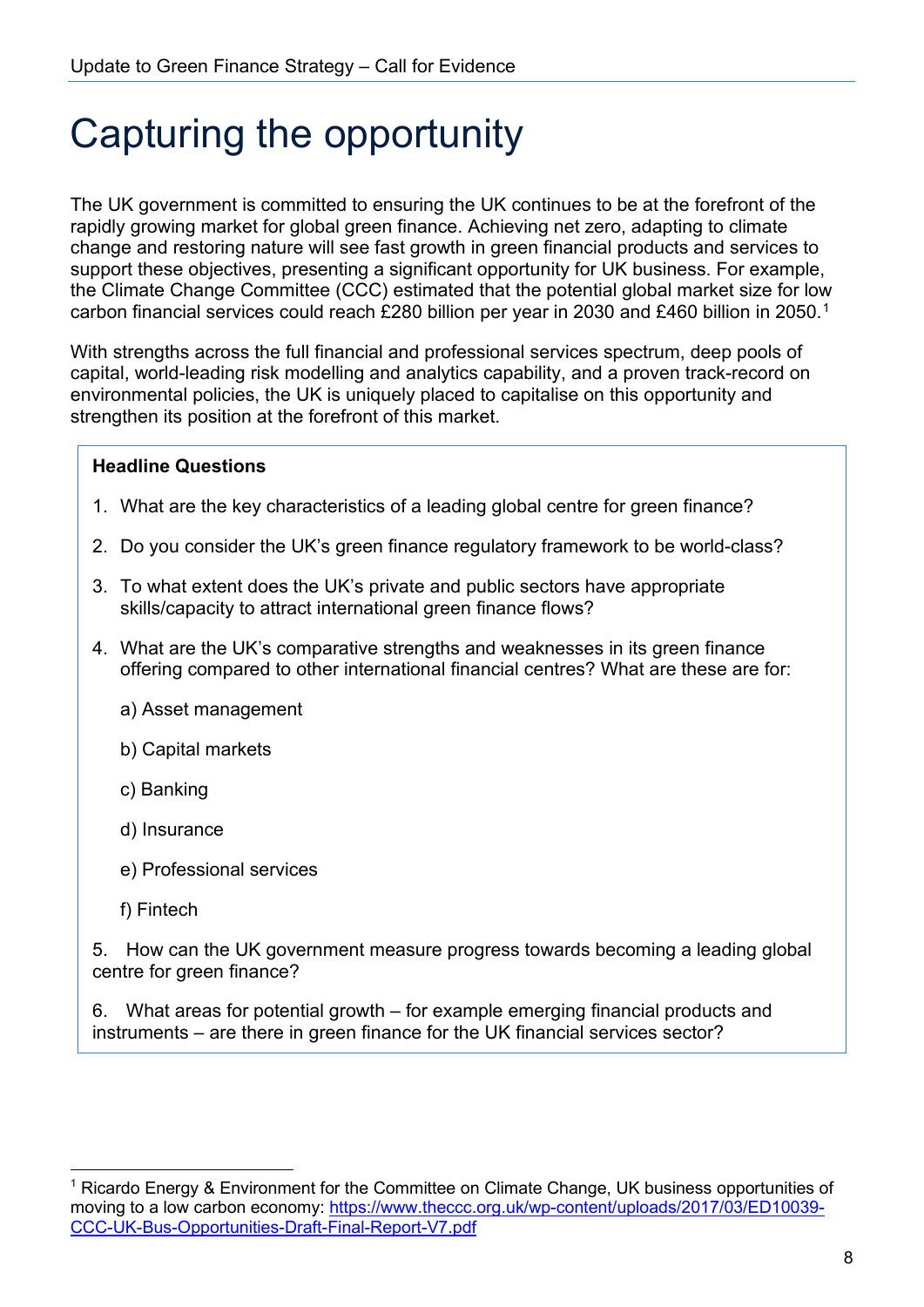# Capturing the opportunity

The UK government is committed to ensuring the UK continues to be at the forefront of the rapidly growing market for global green finance. Achieving net zero, adapting to climate change and restoring nature will see fast growth in green financial products and services to support these objectives, presenting a significant opportunity for UK business. For example, the Climate Change Committee (CCC) estimated that the potential global market size for low carbon financial services could reach £280 billion per year in 2030 and £460 billion in 2050.[1]

With strengths across the full financial and professional services spectrum, deep pools of capital, world-leading risk modelling and analytics capability, and a proven track-record on environmental policies, the UK is uniquely placed to capitalise on this opportunity and strengthen its position at the forefront of this market.

**Headline Questions**

1. What are the key characteristics of a leading global centre for green finance?
2. Do you consider the UK's green finance regulatory framework to be world-class?
3. To what extent does the UK's private and public sectors have appropriate skills/capacity to attract international green finance flows?
4. What are the UK's comparative strengths and weaknesses in its green finance offering compared to other international financial centres? What are these are for:

   a) Asset management

   b) Capital markets

   c) Banking

   d) Insurance

   e) Professional services

   f) Fintech

5. How can the UK government measure progress towards becoming a leading global centre for green finance?
6. What areas for potential growth – for example emerging financial products and instruments – are there in green finance for the UK financial services sector?

---

[1] Ricardo Energy & Environment for the Committee on Climate Change, UK business opportunities of moving to a low carbon economy: https://www.theccc.org.uk/wp-content/uploads/2017/03/ED10039-CCC-UK-Bus-Opportunities-Draft-Final-Report-V7.pdf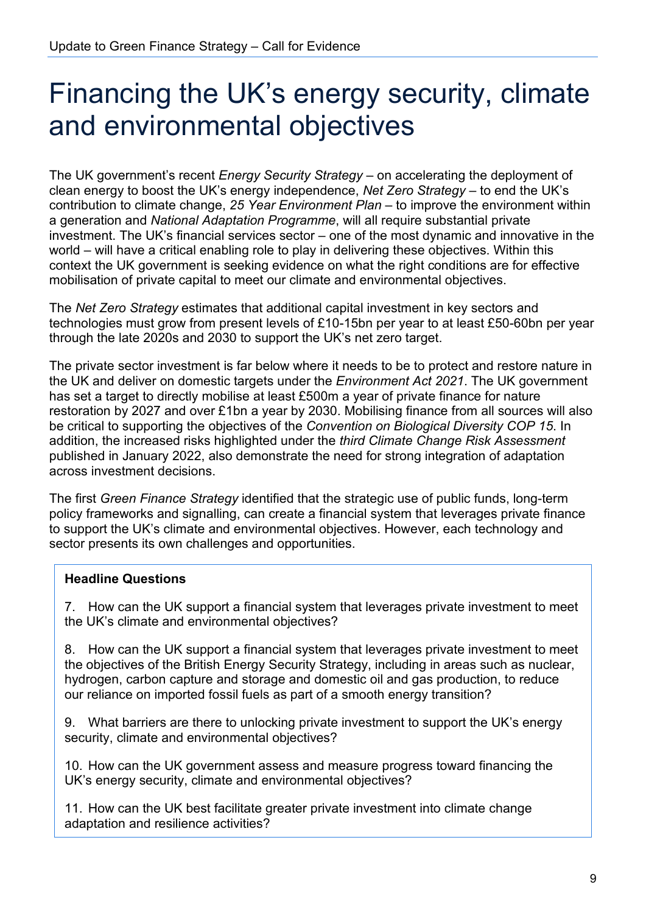# Financing the UK's energy security, climate and environmental objectives

The UK government's recent *Energy Security Strategy* – on accelerating the deployment of clean energy to boost the UK's energy independence, *Net Zero Strategy* – to end the UK's contribution to climate change, *25 Year Environment Plan* – to improve the environment within a generation and *National Adaptation Programme*, will all require substantial private investment. The UK's financial services sector – one of the most dynamic and innovative in the world – will have a critical enabling role to play in delivering these objectives. Within this context the UK government is seeking evidence on what the right conditions are for effective mobilisation of private capital to meet our climate and environmental objectives.

The *Net Zero Strategy* estimates that additional capital investment in key sectors and technologies must grow from present levels of £10-15bn per year to at least £50-60bn per year through the late 2020s and 2030 to support the UK's net zero target.

The private sector investment is far below where it needs to be to protect and restore nature in the UK and deliver on domestic targets under the *Environment Act 2021*. The UK government has set a target to directly mobilise at least £500m a year of private finance for nature restoration by 2027 and over £1bn a year by 2030. Mobilising finance from all sources will also be critical to supporting the objectives of the *Convention on Biological Diversity COP 15*. In addition, the increased risks highlighted under the *third Climate Change Risk Assessment* published in January 2022, also demonstrate the need for strong integration of adaptation across investment decisions.

The first *Green Finance Strategy* identified that the strategic use of public funds, long-term policy frameworks and signalling, can create a financial system that leverages private finance to support the UK's climate and environmental objectives. However, each technology and sector presents its own challenges and opportunities.

**Headline Questions**

7. How can the UK support a financial system that leverages private investment to meet the UK's climate and environmental objectives?

8. How can the UK support a financial system that leverages private investment to meet the objectives of the British Energy Security Strategy, including in areas such as nuclear, hydrogen, carbon capture and storage and domestic oil and gas production, to reduce our reliance on imported fossil fuels as part of a smooth energy transition?

9. What barriers are there to unlocking private investment to support the UK's energy security, climate and environmental objectives?

10. How can the UK government assess and measure progress toward financing the UK's energy security, climate and environmental objectives?

11. How can the UK best facilitate greater private investment into climate change adaptation and resilience activities?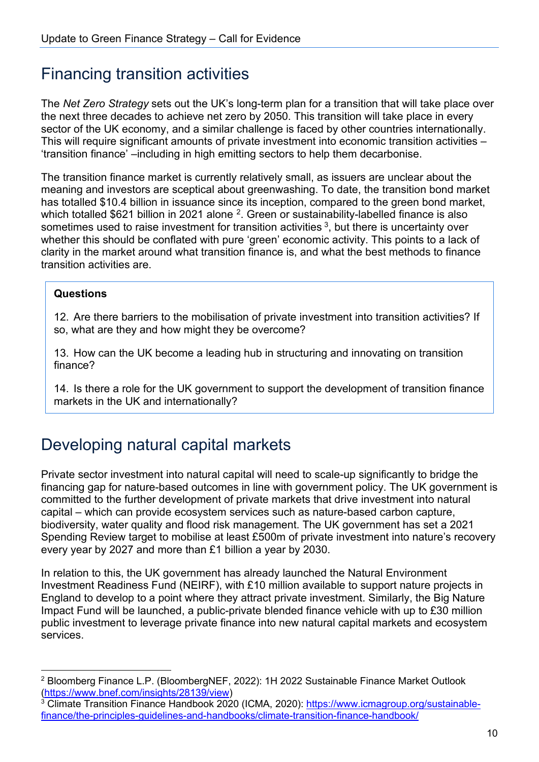## Financing transition activities

The *Net Zero Strategy* sets out the UK's long-term plan for a transition that will take place over the next three decades to achieve net zero by 2050. This transition will take place in every sector of the UK economy, and a similar challenge is faced by other countries internationally. This will require significant amounts of private investment into economic transition activities – 'transition finance' –including in high emitting sectors to help them decarbonise.

The transition finance market is currently relatively small, as issuers are unclear about the meaning and investors are sceptical about greenwashing. To date, the transition bond market has totalled $10.4 billion in issuance since its inception, compared to the green bond market, which totalled $621 billion in 2021 alone [2]. Green or sustainability-labelled finance is also sometimes used to raise investment for transition activities [3], but there is uncertainty over whether this should be conflated with pure 'green' economic activity. This points to a lack of clarity in the market around what transition finance is, and what the best methods to finance transition activities are.

> **Questions**
>
> 12. Are there barriers to the mobilisation of private investment into transition activities? If so, what are they and how might they be overcome?
>
> 13. How can the UK become a leading hub in structuring and innovating on transition finance?
>
> 14. Is there a role for the UK government to support the development of transition finance markets in the UK and internationally?

## Developing natural capital markets

Private sector investment into natural capital will need to scale-up significantly to bridge the financing gap for nature-based outcomes in line with government policy. The UK government is committed to the further development of private markets that drive investment into natural capital – which can provide ecosystem services such as nature-based carbon capture, biodiversity, water quality and flood risk management. The UK government has set a 2021 Spending Review target to mobilise at least £500m of private investment into nature's recovery every year by 2027 and more than £1 billion a year by 2030.

In relation to this, the UK government has already launched the Natural Environment Investment Readiness Fund (NEIRF), with £10 million available to support nature projects in England to develop to a point where they attract private investment. Similarly, the Big Nature Impact Fund will be launched, a public-private blended finance vehicle with up to £30 million public investment to leverage private finance into new natural capital markets and ecosystem services.

---

[2] Bloomberg Finance L.P. (BloombergNEF, 2022): 1H 2022 Sustainable Finance Market Outlook (https://www.bnef.com/insights/28139/view)

[3] Climate Transition Finance Handbook 2020 (ICMA, 2020): https://www.icmagroup.org/sustainable-finance/the-principles-guidelines-and-handbooks/climate-transition-finance-handbook/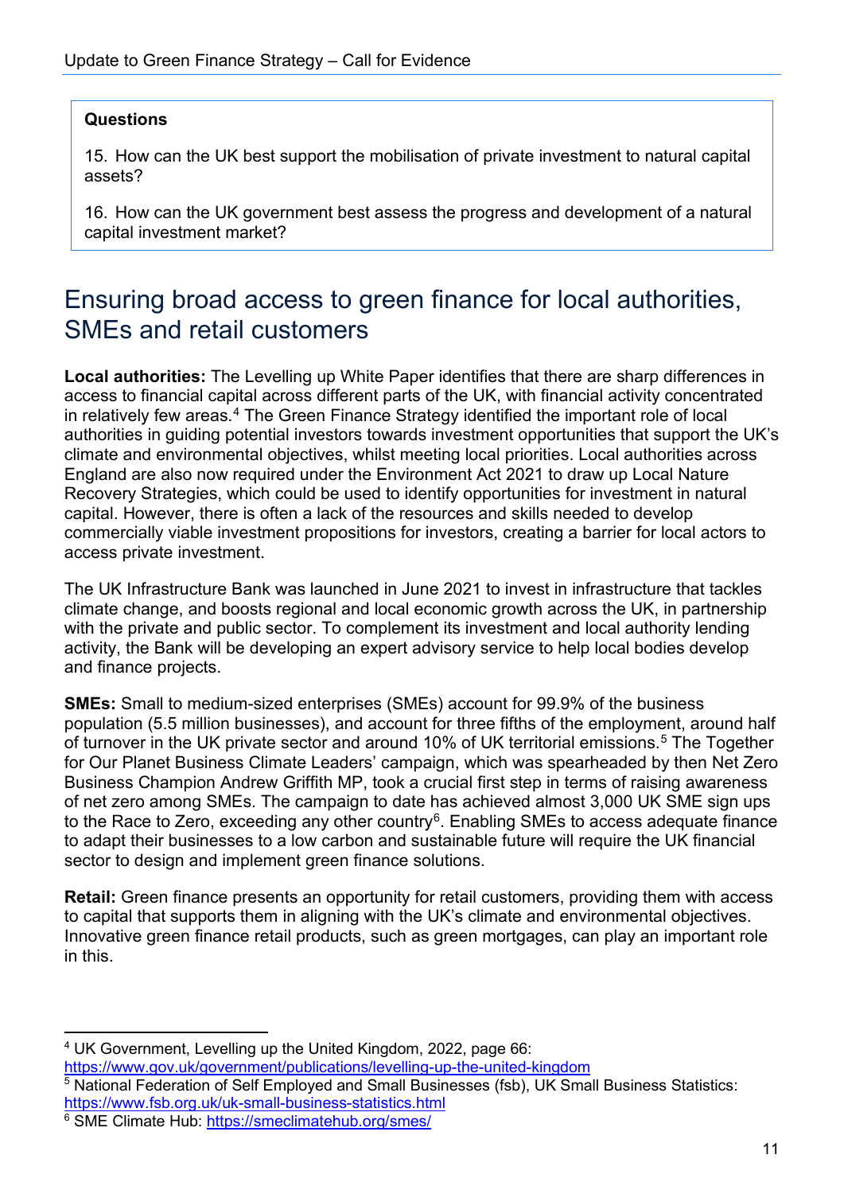**Questions**

15. How can the UK best support the mobilisation of private investment to natural capital assets?

16. How can the UK government best assess the progress and development of a natural capital investment market?

## Ensuring broad access to green finance for local authorities, SMEs and retail customers

**Local authorities:** The Levelling up White Paper identifies that there are sharp differences in access to financial capital across different parts of the UK, with financial activity concentrated in relatively few areas.[4] The Green Finance Strategy identified the important role of local authorities in guiding potential investors towards investment opportunities that support the UK's climate and environmental objectives, whilst meeting local priorities. Local authorities across England are also now required under the Environment Act 2021 to draw up Local Nature Recovery Strategies, which could be used to identify opportunities for investment in natural capital. However, there is often a lack of the resources and skills needed to develop commercially viable investment propositions for investors, creating a barrier for local actors to access private investment.

The UK Infrastructure Bank was launched in June 2021 to invest in infrastructure that tackles climate change, and boosts regional and local economic growth across the UK, in partnership with the private and public sector. To complement its investment and local authority lending activity, the Bank will be developing an expert advisory service to help local bodies develop and finance projects.

**SMEs:** Small to medium-sized enterprises (SMEs) account for 99.9% of the business population (5.5 million businesses), and account for three fifths of the employment, around half of turnover in the UK private sector and around 10% of UK territorial emissions.[5] The Together for Our Planet Business Climate Leaders' campaign, which was spearheaded by then Net Zero Business Champion Andrew Griffith MP, took a crucial first step in terms of raising awareness of net zero among SMEs. The campaign to date has achieved almost 3,000 UK SME sign ups to the Race to Zero, exceeding any other country[6]. Enabling SMEs to access adequate finance to adapt their businesses to a low carbon and sustainable future will require the UK financial sector to design and implement green finance solutions.

**Retail:** Green finance presents an opportunity for retail customers, providing them with access to capital that supports them in aligning with the UK's climate and environmental objectives. Innovative green finance retail products, such as green mortgages, can play an important role in this.

---

[4] UK Government, Levelling up the United Kingdom, 2022, page 66: https://www.gov.uk/government/publications/levelling-up-the-united-kingdom

[5] National Federation of Self Employed and Small Businesses (fsb), UK Small Business Statistics: https://www.fsb.org.uk/uk-small-business-statistics.html

[6] SME Climate Hub: https://smeclimatehub.org/smes/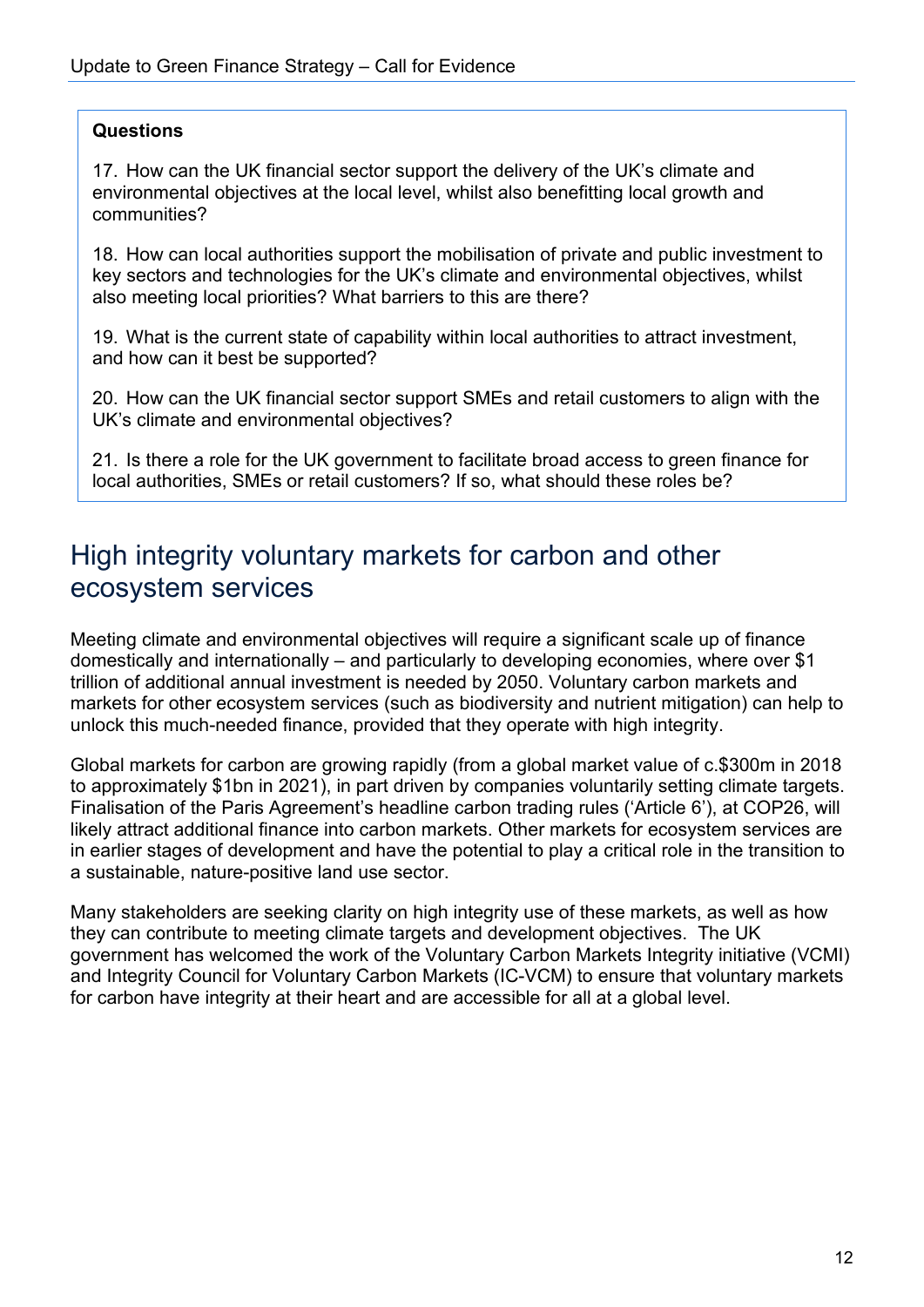**Questions**

17. How can the UK financial sector support the delivery of the UK's climate and environmental objectives at the local level, whilst also benefitting local growth and communities?

18. How can local authorities support the mobilisation of private and public investment to key sectors and technologies for the UK's climate and environmental objectives, whilst also meeting local priorities? What barriers to this are there?

19. What is the current state of capability within local authorities to attract investment, and how can it best be supported?

20. How can the UK financial sector support SMEs and retail customers to align with the UK's climate and environmental objectives?

21. Is there a role for the UK government to facilitate broad access to green finance for local authorities, SMEs or retail customers? If so, what should these roles be?

## High integrity voluntary markets for carbon and other ecosystem services

Meeting climate and environmental objectives will require a significant scale up of finance domestically and internationally – and particularly to developing economies, where over $1 trillion of additional annual investment is needed by 2050. Voluntary carbon markets and markets for other ecosystem services (such as biodiversity and nutrient mitigation) can help to unlock this much-needed finance, provided that they operate with high integrity.

Global markets for carbon are growing rapidly (from a global market value of c.$300m in 2018 to approximately $1bn in 2021), in part driven by companies voluntarily setting climate targets. Finalisation of the Paris Agreement's headline carbon trading rules ('Article 6'), at COP26, will likely attract additional finance into carbon markets. Other markets for ecosystem services are in earlier stages of development and have the potential to play a critical role in the transition to a sustainable, nature-positive land use sector.

Many stakeholders are seeking clarity on high integrity use of these markets, as well as how they can contribute to meeting climate targets and development objectives. The UK government has welcomed the work of the Voluntary Carbon Markets Integrity initiative (VCMI) and Integrity Council for Voluntary Carbon Markets (IC-VCM) to ensure that voluntary markets for carbon have integrity at their heart and are accessible for all at a global level.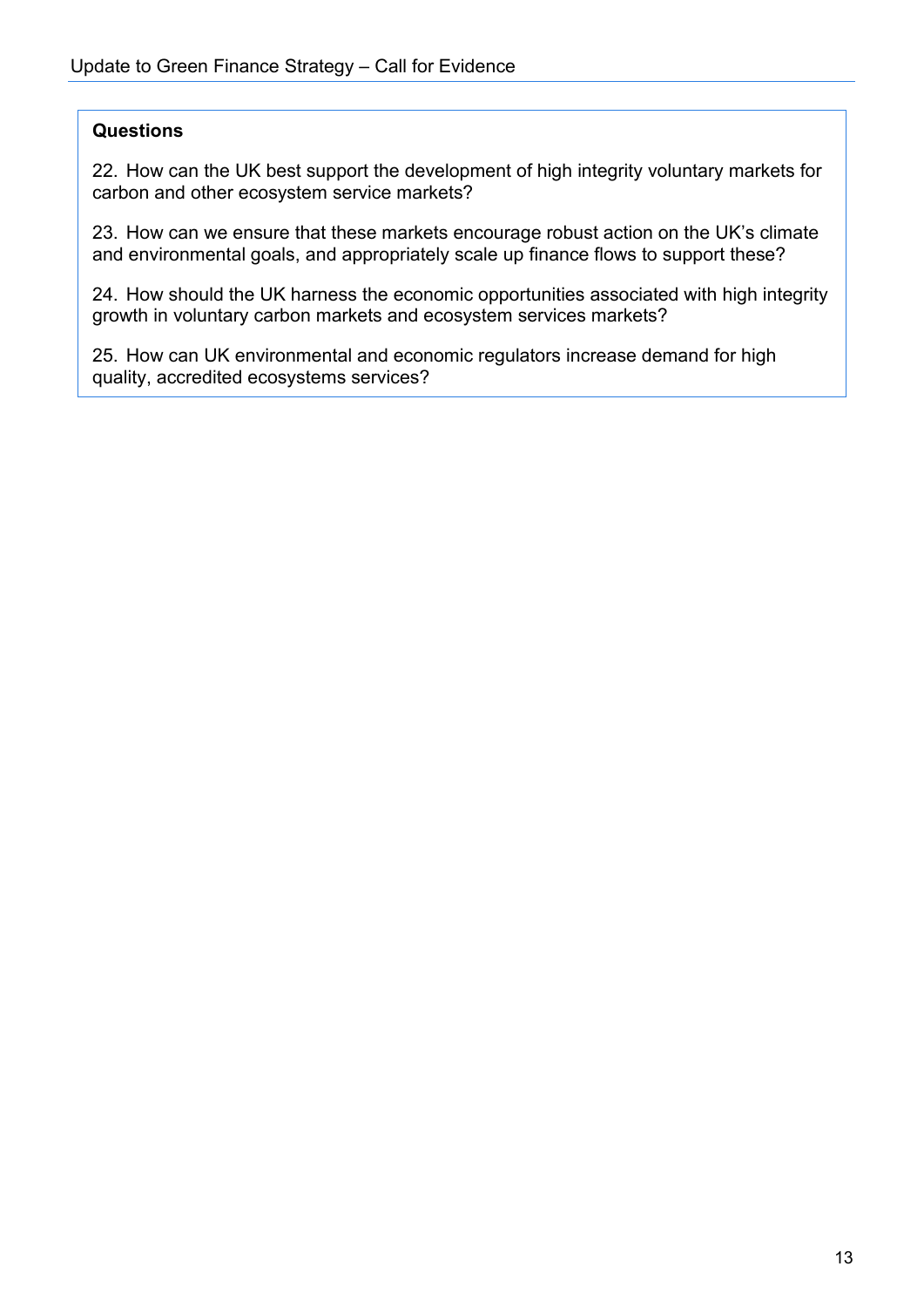**Questions**

22. How can the UK best support the development of high integrity voluntary markets for carbon and other ecosystem service markets?

23. How can we ensure that these markets encourage robust action on the UK's climate and environmental goals, and appropriately scale up finance flows to support these?

24. How should the UK harness the economic opportunities associated with high integrity growth in voluntary carbon markets and ecosystem services markets?

25. How can UK environmental and economic regulators increase demand for high quality, accredited ecosystems services?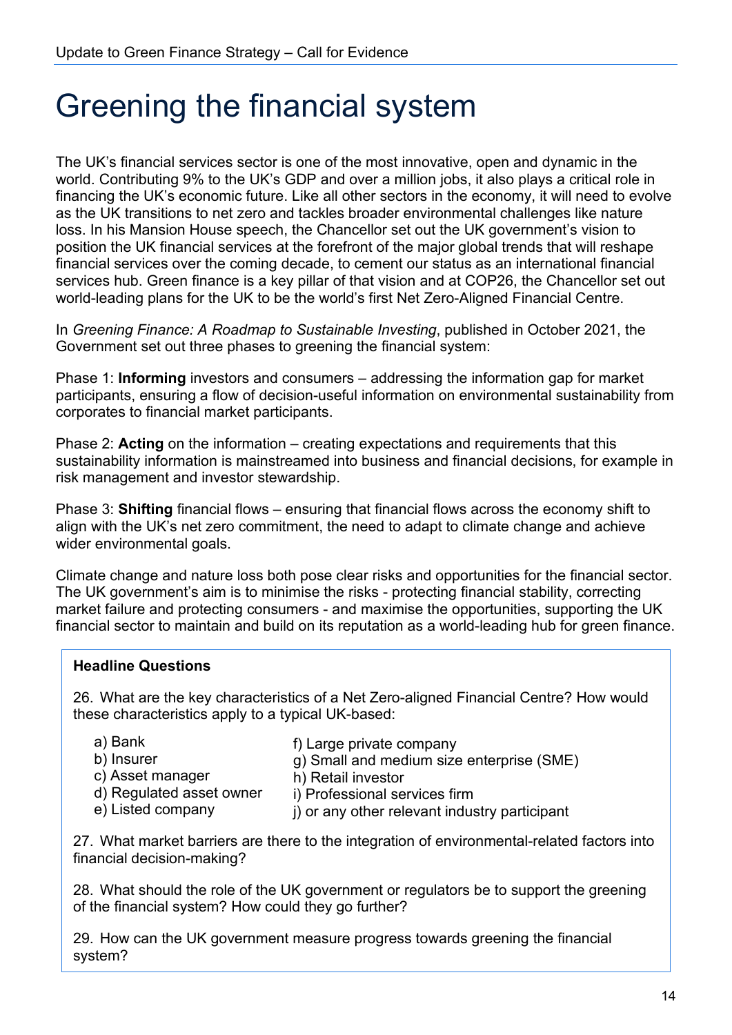# Greening the financial system

The UK's financial services sector is one of the most innovative, open and dynamic in the world. Contributing 9% to the UK's GDP and over a million jobs, it also plays a critical role in financing the UK's economic future. Like all other sectors in the economy, it will need to evolve as the UK transitions to net zero and tackles broader environmental challenges like nature loss. In his Mansion House speech, the Chancellor set out the UK government's vision to position the UK financial services at the forefront of the major global trends that will reshape financial services over the coming decade, to cement our status as an international financial services hub. Green finance is a key pillar of that vision and at COP26, the Chancellor set out world-leading plans for the UK to be the world's first Net Zero-Aligned Financial Centre.

In *Greening Finance: A Roadmap to Sustainable Investing*, published in October 2021, the Government set out three phases to greening the financial system:

Phase 1: **Informing** investors and consumers – addressing the information gap for market participants, ensuring a flow of decision-useful information on environmental sustainability from corporates to financial market participants.

Phase 2: **Acting** on the information – creating expectations and requirements that this sustainability information is mainstreamed into business and financial decisions, for example in risk management and investor stewardship.

Phase 3: **Shifting** financial flows – ensuring that financial flows across the economy shift to align with the UK's net zero commitment, the need to adapt to climate change and achieve wider environmental goals.

Climate change and nature loss both pose clear risks and opportunities for the financial sector. The UK government's aim is to minimise the risks - protecting financial stability, correcting market failure and protecting consumers - and maximise the opportunities, supporting the UK financial sector to maintain and build on its reputation as a world-leading hub for green finance.

**Headline Questions**

26. What are the key characteristics of a Net Zero-aligned Financial Centre? How would these characteristics apply to a typical UK-based:

   a) Bank
   b) Insurer
   c) Asset manager
   d) Regulated asset owner
   e) Listed company
   f) Large private company
   g) Small and medium size enterprise (SME)
   h) Retail investor
   i) Professional services firm
   j) or any other relevant industry participant

27. What market barriers are there to the integration of environmental-related factors into financial decision-making?

28. What should the role of the UK government or regulators be to support the greening of the financial system? How could they go further?

29. How can the UK government measure progress towards greening the financial system?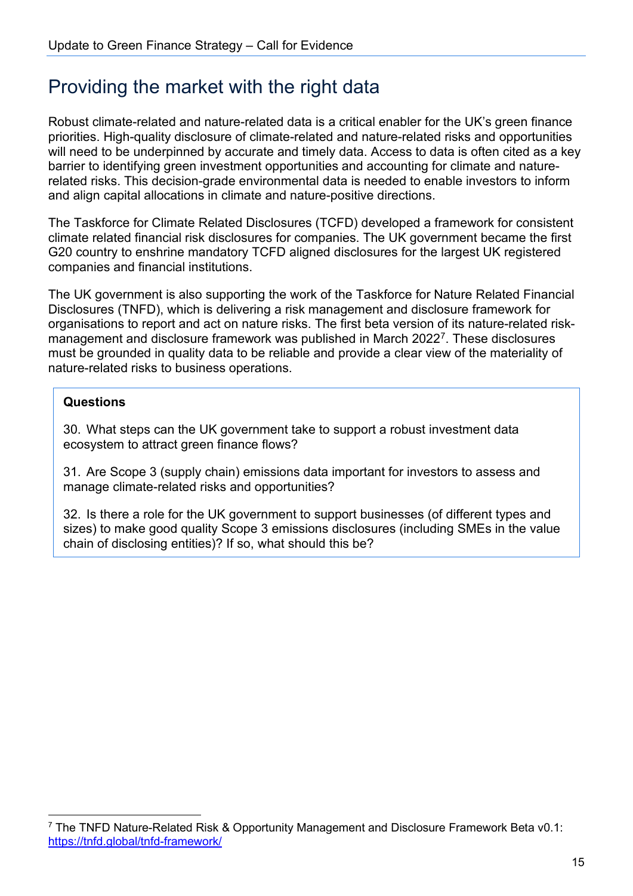# Providing the market with the right data

Robust climate-related and nature-related data is a critical enabler for the UK's green finance priorities. High-quality disclosure of climate-related and nature-related risks and opportunities will need to be underpinned by accurate and timely data. Access to data is often cited as a key barrier to identifying green investment opportunities and accounting for climate and nature-related risks. This decision-grade environmental data is needed to enable investors to inform and align capital allocations in climate and nature-positive directions.

The Taskforce for Climate Related Disclosures (TCFD) developed a framework for consistent climate related financial risk disclosures for companies. The UK government became the first G20 country to enshrine mandatory TCFD aligned disclosures for the largest UK registered companies and financial institutions.

The UK government is also supporting the work of the Taskforce for Nature Related Financial Disclosures (TNFD), which is delivering a risk management and disclosure framework for organisations to report and act on nature risks. The first beta version of its nature-related risk-management and disclosure framework was published in March 2022[7]. These disclosures must be grounded in quality data to be reliable and provide a clear view of the materiality of nature-related risks to business operations.

**Questions**

30. What steps can the UK government take to support a robust investment data ecosystem to attract green finance flows?

31. Are Scope 3 (supply chain) emissions data important for investors to assess and manage climate-related risks and opportunities?

32. Is there a role for the UK government to support businesses (of different types and sizes) to make good quality Scope 3 emissions disclosures (including SMEs in the value chain of disclosing entities)? If so, what should this be?

[7] The TNFD Nature-Related Risk & Opportunity Management and Disclosure Framework Beta v0.1: https://tnfd.global/tnfd-framework/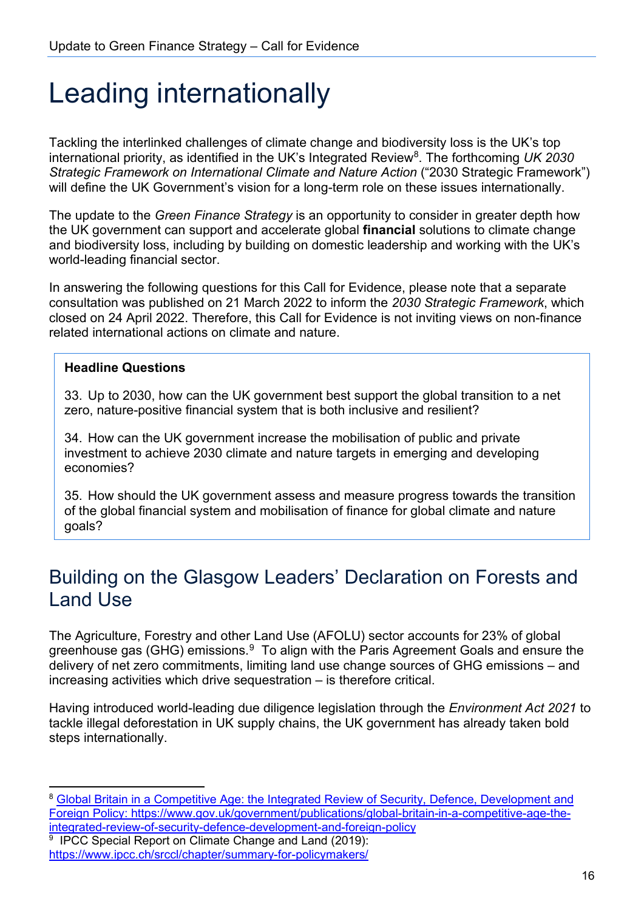# Leading internationally

Tackling the interlinked challenges of climate change and biodiversity loss is the UK's top international priority, as identified in the UK's Integrated Review[8]. The forthcoming *UK 2030 Strategic Framework on International Climate and Nature Action* ("2030 Strategic Framework") will define the UK Government's vision for a long-term role on these issues internationally.

The update to the *Green Finance Strategy* is an opportunity to consider in greater depth how the UK government can support and accelerate global **financial** solutions to climate change and biodiversity loss, including by building on domestic leadership and working with the UK's world-leading financial sector.

In answering the following questions for this Call for Evidence, please note that a separate consultation was published on 21 March 2022 to inform the *2030 Strategic Framework*, which closed on 24 April 2022. Therefore, this Call for Evidence is not inviting views on non-finance related international actions on climate and nature.

> **Headline Questions**
>
> 33. Up to 2030, how can the UK government best support the global transition to a net zero, nature-positive financial system that is both inclusive and resilient?
>
> 34. How can the UK government increase the mobilisation of public and private investment to achieve 2030 climate and nature targets in emerging and developing economies?
>
> 35. How should the UK government assess and measure progress towards the transition of the global financial system and mobilisation of finance for global climate and nature goals?

## Building on the Glasgow Leaders' Declaration on Forests and Land Use

The Agriculture, Forestry and other Land Use (AFOLU) sector accounts for 23% of global greenhouse gas (GHG) emissions.[9] To align with the Paris Agreement Goals and ensure the delivery of net zero commitments, limiting land use change sources of GHG emissions – and increasing activities which drive sequestration – is therefore critical.

Having introduced world-leading due diligence legislation through the *Environment Act 2021* to tackle illegal deforestation in UK supply chains, the UK government has already taken bold steps internationally.

---

[8] Global Britain in a Competitive Age: the Integrated Review of Security, Defence, Development and Foreign Policy: https://www.gov.uk/government/publications/global-britain-in-a-competitive-age-the-integrated-review-of-security-defence-development-and-foreign-policy

[9] IPCC Special Report on Climate Change and Land (2019): https://www.ipcc.ch/srccl/chapter/summary-for-policymakers/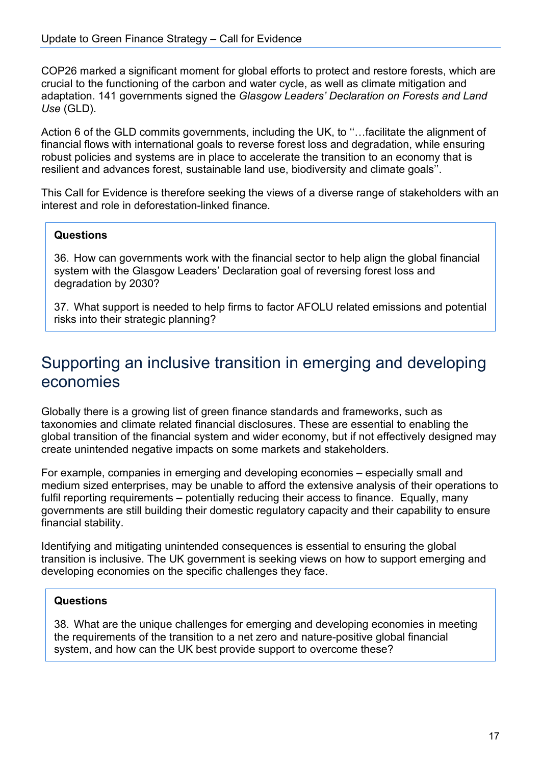COP26 marked a significant moment for global efforts to protect and restore forests, which are crucial to the functioning of the carbon and water cycle, as well as climate mitigation and adaptation. 141 governments signed the *Glasgow Leaders' Declaration on Forests and Land Use* (GLD).

Action 6 of the GLD commits governments, including the UK, to ''…facilitate the alignment of financial flows with international goals to reverse forest loss and degradation, while ensuring robust policies and systems are in place to accelerate the transition to an economy that is resilient and advances forest, sustainable land use, biodiversity and climate goals''.

This Call for Evidence is therefore seeking the views of a diverse range of stakeholders with an interest and role in deforestation-linked finance.

**Questions**

36. How can governments work with the financial sector to help align the global financial system with the Glasgow Leaders' Declaration goal of reversing forest loss and degradation by 2030?

37. What support is needed to help firms to factor AFOLU related emissions and potential risks into their strategic planning?

## Supporting an inclusive transition in emerging and developing economies

Globally there is a growing list of green finance standards and frameworks, such as taxonomies and climate related financial disclosures. These are essential to enabling the global transition of the financial system and wider economy, but if not effectively designed may create unintended negative impacts on some markets and stakeholders.

For example, companies in emerging and developing economies – especially small and medium sized enterprises, may be unable to afford the extensive analysis of their operations to fulfil reporting requirements – potentially reducing their access to finance. Equally, many governments are still building their domestic regulatory capacity and their capability to ensure financial stability.

Identifying and mitigating unintended consequences is essential to ensuring the global transition is inclusive. The UK government is seeking views on how to support emerging and developing economies on the specific challenges they face.

**Questions**

38. What are the unique challenges for emerging and developing economies in meeting the requirements of the transition to a net zero and nature-positive global financial system, and how can the UK best provide support to overcome these?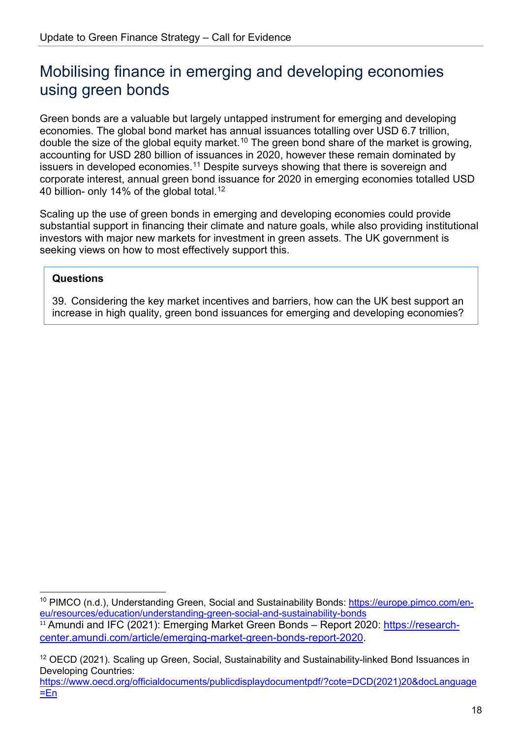## Mobilising finance in emerging and developing economies using green bonds

Green bonds are a valuable but largely untapped instrument for emerging and developing economies. The global bond market has annual issuances totalling over USD 6.7 trillion, double the size of the global equity market.[10] The green bond share of the market is growing, accounting for USD 280 billion of issuances in 2020, however these remain dominated by issuers in developed economies.[11] Despite surveys showing that there is sovereign and corporate interest, annual green bond issuance for 2020 in emerging economies totalled USD 40 billion- only 14% of the global total.[12]

Scaling up the use of green bonds in emerging and developing economies could provide substantial support in financing their climate and nature goals, while also providing institutional investors with major new markets for investment in green assets. The UK government is seeking views on how to most effectively support this.

> **Questions**
>
> 39. Considering the key market incentives and barriers, how can the UK best support an increase in high quality, green bond issuances for emerging and developing economies?

---

[10] PIMCO (n.d.), Understanding Green, Social and Sustainability Bonds: https://europe.pimco.com/en-eu/resources/education/understanding-green-social-and-sustainability-bonds

[11] Amundi and IFC (2021): Emerging Market Green Bonds – Report 2020: https://research-center.amundi.com/article/emerging-market-green-bonds-report-2020.

[12] OECD (2021). Scaling up Green, Social, Sustainability and Sustainability-linked Bond Issuances in Developing Countries: https://www.oecd.org/officialdocuments/publicdisplaydocumentpdf/?cote=DCD(2021)20&docLanguage=En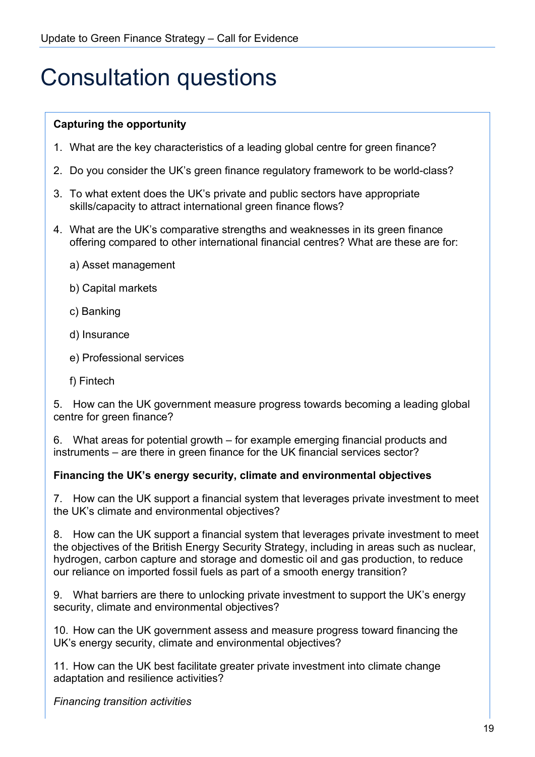# Consultation questions

**Capturing the opportunity**

1. What are the key characteristics of a leading global centre for green finance?
2. Do you consider the UK's green finance regulatory framework to be world-class?
3. To what extent does the UK's private and public sectors have appropriate skills/capacity to attract international green finance flows?
4. What are the UK's comparative strengths and weaknesses in its green finance offering compared to other international financial centres? What are these are for:

   a) Asset management

   b) Capital markets

   c) Banking

   d) Insurance

   e) Professional services

   f) Fintech

5. How can the UK government measure progress towards becoming a leading global centre for green finance?

6. What areas for potential growth – for example emerging financial products and instruments – are there in green finance for the UK financial services sector?

**Financing the UK's energy security, climate and environmental objectives**

7. How can the UK support a financial system that leverages private investment to meet the UK's climate and environmental objectives?

8. How can the UK support a financial system that leverages private investment to meet the objectives of the British Energy Security Strategy, including in areas such as nuclear, hydrogen, carbon capture and storage and domestic oil and gas production, to reduce our reliance on imported fossil fuels as part of a smooth energy transition?

9. What barriers are there to unlocking private investment to support the UK's energy security, climate and environmental objectives?

10. How can the UK government assess and measure progress toward financing the UK's energy security, climate and environmental objectives?

11. How can the UK best facilitate greater private investment into climate change adaptation and resilience activities?

*Financing transition activities*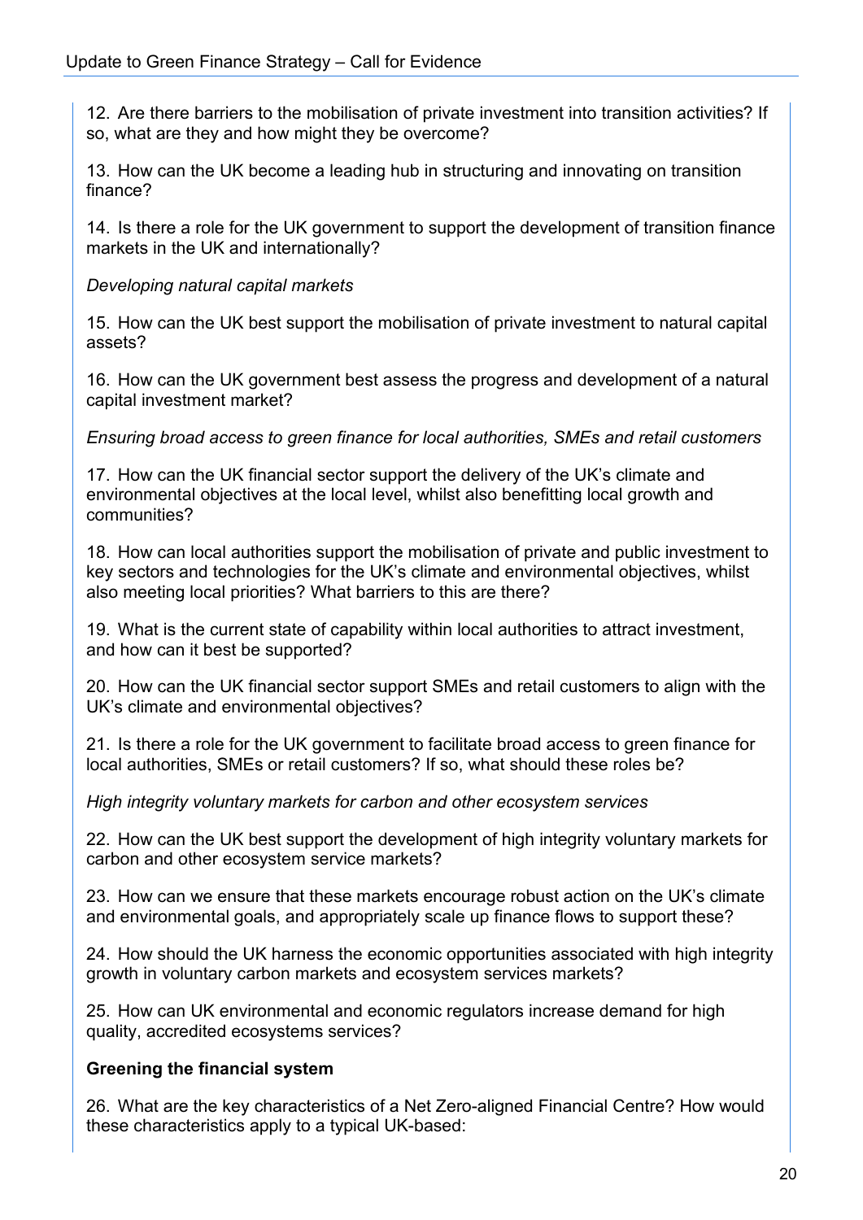12. Are there barriers to the mobilisation of private investment into transition activities? If so, what are they and how might they be overcome?

13. How can the UK become a leading hub in structuring and innovating on transition finance?

14. Is there a role for the UK government to support the development of transition finance markets in the UK and internationally?

*Developing natural capital markets*

15. How can the UK best support the mobilisation of private investment to natural capital assets?

16. How can the UK government best assess the progress and development of a natural capital investment market?

*Ensuring broad access to green finance for local authorities, SMEs and retail customers*

17. How can the UK financial sector support the delivery of the UK's climate and environmental objectives at the local level, whilst also benefitting local growth and communities?

18. How can local authorities support the mobilisation of private and public investment to key sectors and technologies for the UK's climate and environmental objectives, whilst also meeting local priorities? What barriers to this are there?

19. What is the current state of capability within local authorities to attract investment, and how can it best be supported?

20. How can the UK financial sector support SMEs and retail customers to align with the UK's climate and environmental objectives?

21. Is there a role for the UK government to facilitate broad access to green finance for local authorities, SMEs or retail customers? If so, what should these roles be?

*High integrity voluntary markets for carbon and other ecosystem services*

22. How can the UK best support the development of high integrity voluntary markets for carbon and other ecosystem service markets?

23. How can we ensure that these markets encourage robust action on the UK's climate and environmental goals, and appropriately scale up finance flows to support these?

24. How should the UK harness the economic opportunities associated with high integrity growth in voluntary carbon markets and ecosystem services markets?

25. How can UK environmental and economic regulators increase demand for high quality, accredited ecosystems services?

**Greening the financial system**

26. What are the key characteristics of a Net Zero-aligned Financial Centre? How would these characteristics apply to a typical UK-based: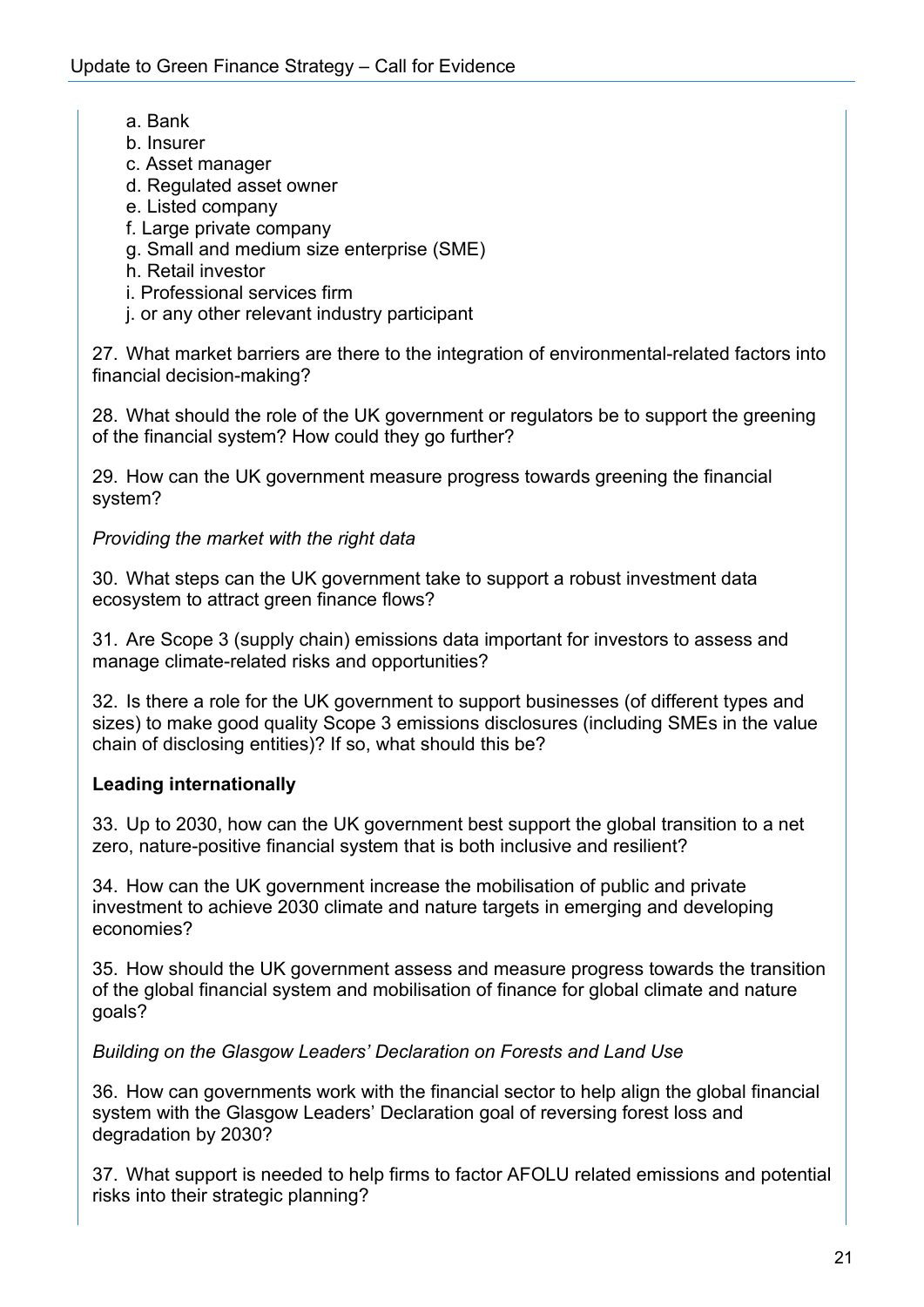a. Bank
b. Insurer
c. Asset manager
d. Regulated asset owner
e. Listed company
f. Large private company
g. Small and medium size enterprise (SME)
h. Retail investor
i. Professional services firm
j. or any other relevant industry participant

27. What market barriers are there to the integration of environmental-related factors into financial decision-making?

28. What should the role of the UK government or regulators be to support the greening of the financial system? How could they go further?

29. How can the UK government measure progress towards greening the financial system?

*Providing the market with the right data*

30. What steps can the UK government take to support a robust investment data ecosystem to attract green finance flows?

31. Are Scope 3 (supply chain) emissions data important for investors to assess and manage climate-related risks and opportunities?

32. Is there a role for the UK government to support businesses (of different types and sizes) to make good quality Scope 3 emissions disclosures (including SMEs in the value chain of disclosing entities)? If so, what should this be?

**Leading internationally**

33. Up to 2030, how can the UK government best support the global transition to a net zero, nature-positive financial system that is both inclusive and resilient?

34. How can the UK government increase the mobilisation of public and private investment to achieve 2030 climate and nature targets in emerging and developing economies?

35. How should the UK government assess and measure progress towards the transition of the global financial system and mobilisation of finance for global climate and nature goals?

*Building on the Glasgow Leaders' Declaration on Forests and Land Use*

36. How can governments work with the financial sector to help align the global financial system with the Glasgow Leaders' Declaration goal of reversing forest loss and degradation by 2030?

37. What support is needed to help firms to factor AFOLU related emissions and potential risks into their strategic planning?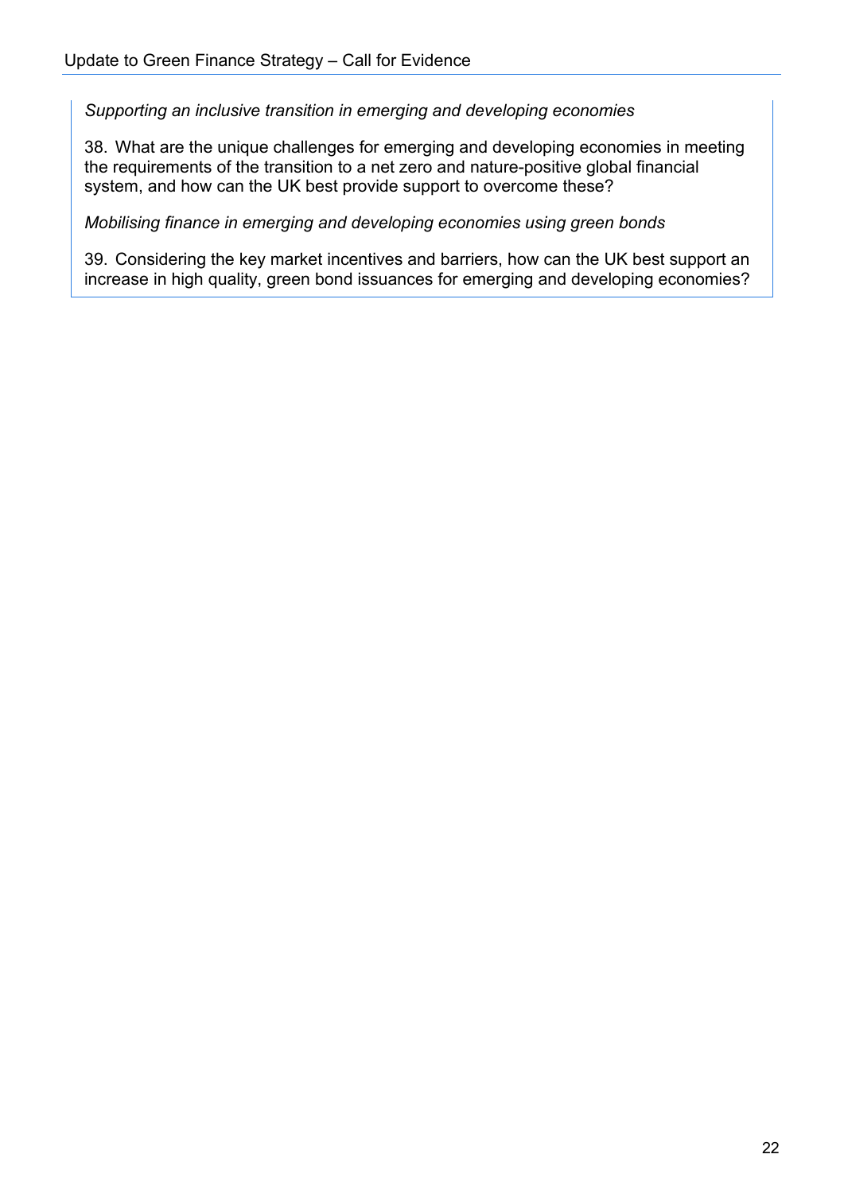*Supporting an inclusive transition in emerging and developing economies*

38. What are the unique challenges for emerging and developing economies in meeting the requirements of the transition to a net zero and nature-positive global financial system, and how can the UK best provide support to overcome these?

*Mobilising finance in emerging and developing economies using green bonds*

39. Considering the key market incentives and barriers, how can the UK best support an increase in high quality, green bond issuances for emerging and developing economies?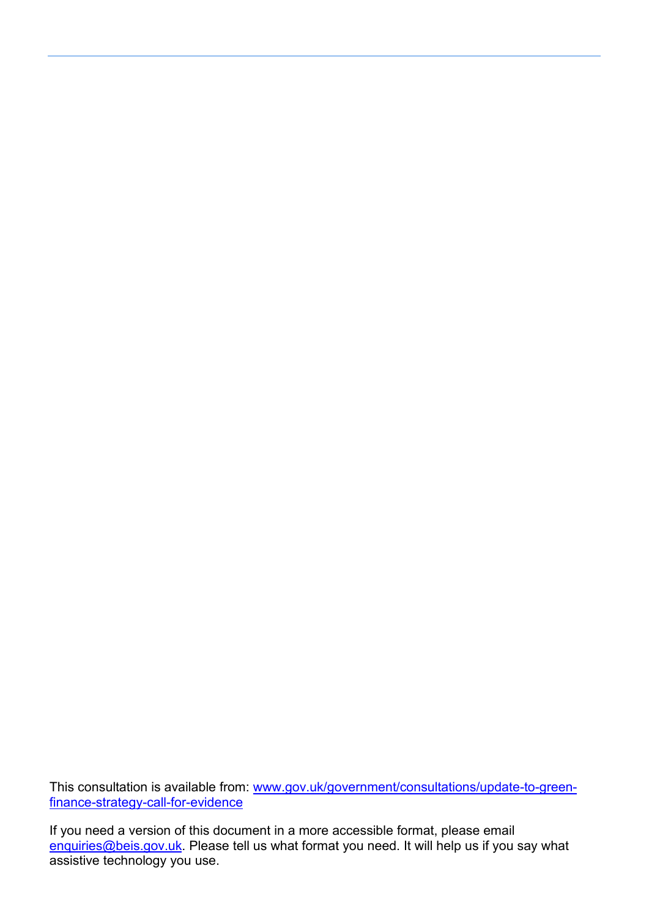This consultation is available from: [www.gov.uk/government/consultations/update-to-green-finance-strategy-call-for-evidence](www.gov.uk/government/consultations/update-to-green-finance-strategy-call-for-evidence)

If you need a version of this document in a more accessible format, please email [enquiries@beis.gov.uk](mailto:enquiries@beis.gov.uk). Please tell us what format you need. It will help us if you say what assistive technology you use.